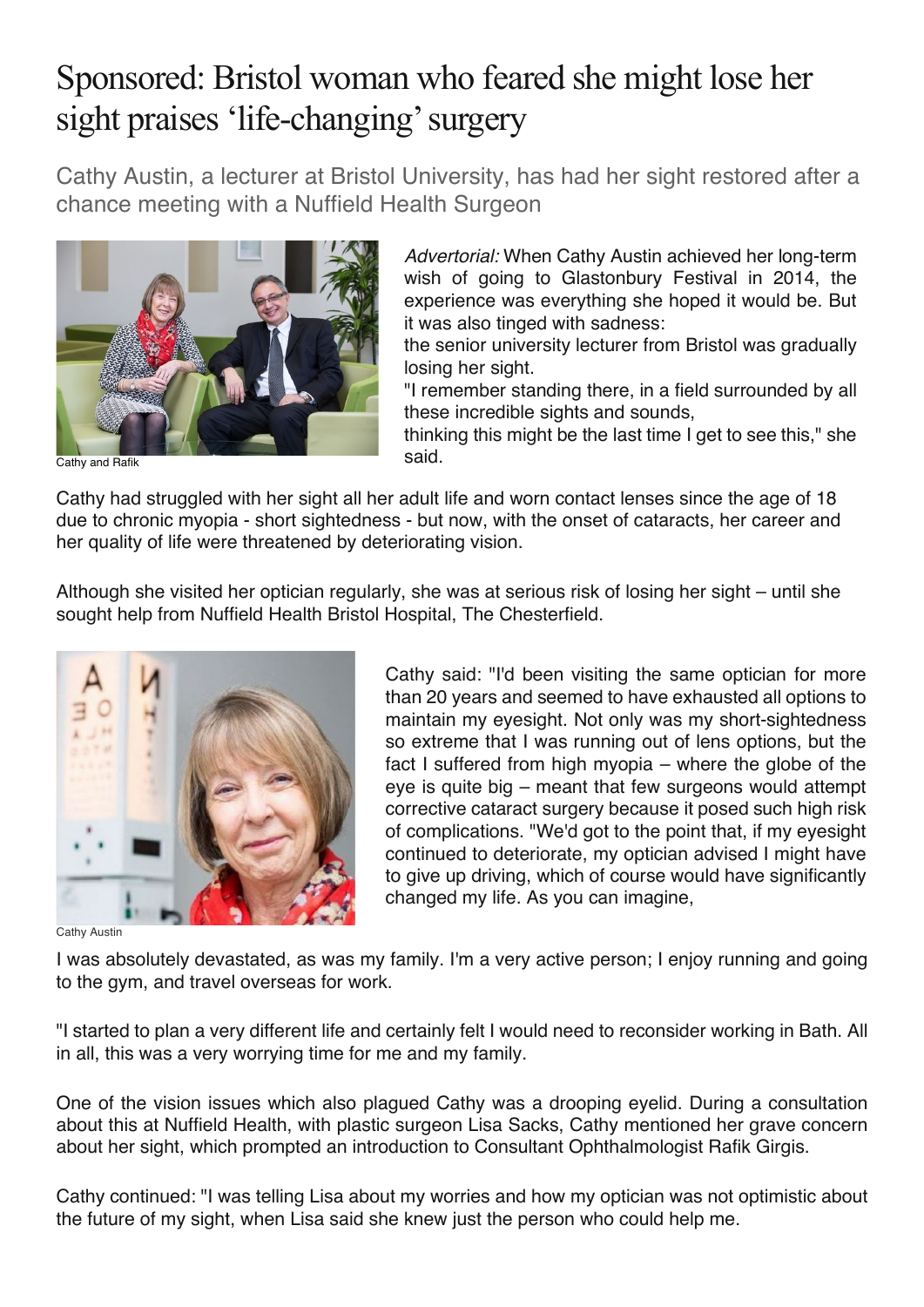# Sponsored: Bristol woman who feared she might lose her sight praises 'life-changing' surgery

Cathy Austin, a lecturer at Bristol University, has had her sight restored after a chance meeting with a Nuffield Health Surgeon

Cathy and Rafik

*Advertorial:* When Cathy Austin achieved her long-term wish of going to Glastonbury Festival in 2014, the experience was everything she hoped it would be. But it was also tinged with sadness:
the senior university lecturer from Bristol was gradually losing her sight.
"I remember standing there, in a field surrounded by all these incredible sights and sounds,
thinking this might be the last time I get to see this," she said.

Cathy had struggled with her sight all her adult life and worn contact lenses since the age of 18 due to chronic myopia - short sightedness - but now, with the onset of cataracts, her career and her quality of life were threatened by deteriorating vision.

Although she visited her optician regularly, she was at serious risk of losing her sight – until she sought help from Nuffield Health Bristol Hospital, The Chesterfield.

Cathy Austin

Cathy said: "I'd been visiting the same optician for more than 20 years and seemed to have exhausted all options to maintain my eyesight. Not only was my short-sightedness so extreme that I was running out of lens options, but the fact I suffered from high myopia – where the globe of the eye is quite big – meant that few surgeons would attempt corrective cataract surgery because it posed such high risk of complications. "We'd got to the point that, if my eyesight continued to deteriorate, my optician advised I might have to give up driving, which of course would have significantly changed my life. As you can imagine,

I was absolutely devastated, as was my family. I'm a very active person; I enjoy running and going to the gym, and travel overseas for work.

"I started to plan a very different life and certainly felt I would need to reconsider working in Bath. All in all, this was a very worrying time for me and my family.

One of the vision issues which also plagued Cathy was a drooping eyelid. During a consultation about this at Nuffield Health, with plastic surgeon Lisa Sacks, Cathy mentioned her grave concern about her sight, which prompted an introduction to Consultant Ophthalmologist Rafik Girgis.

Cathy continued: "I was telling Lisa about my worries and how my optician was not optimistic about the future of my sight, when Lisa said she knew just the person who could help me.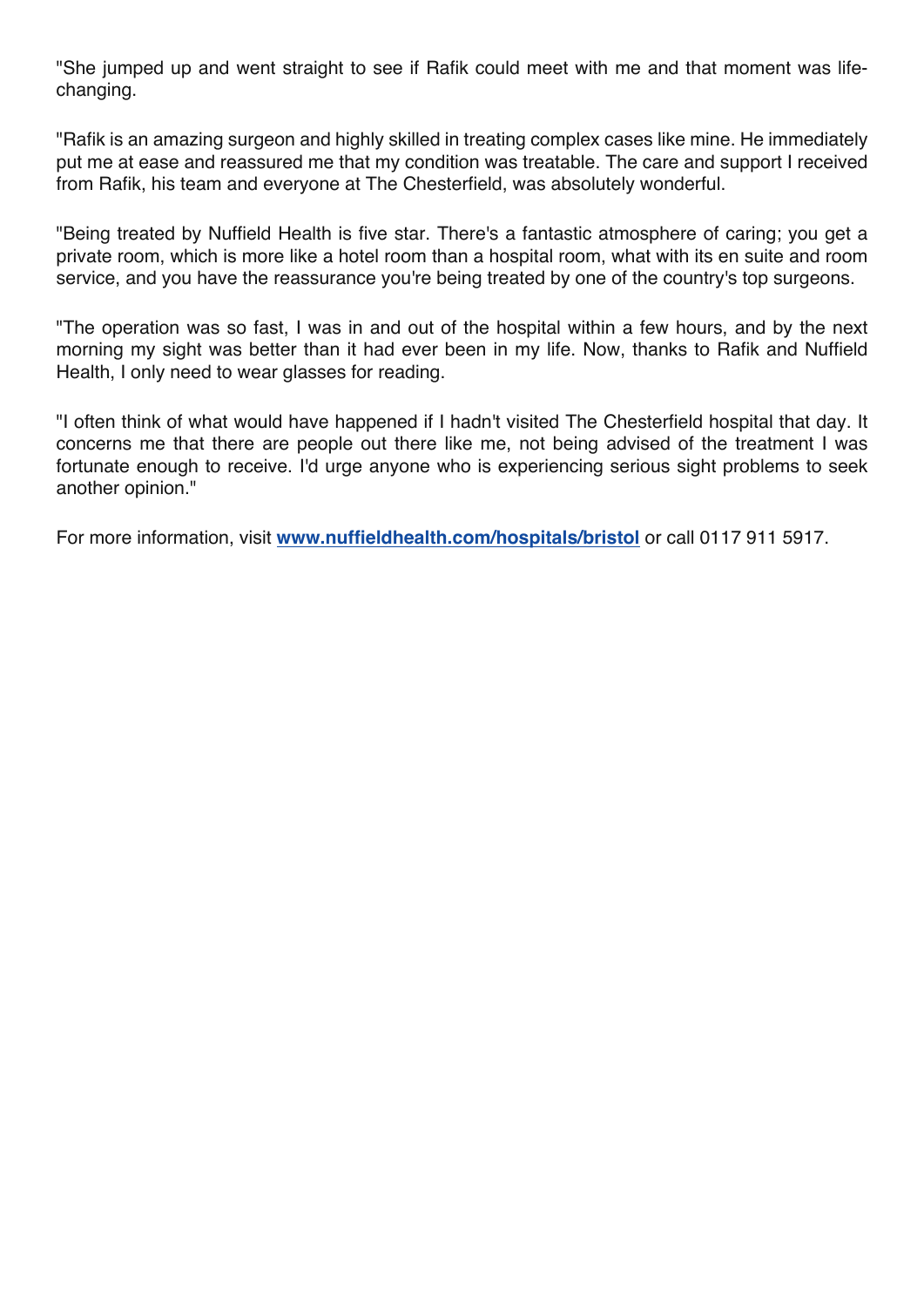"She jumped up and went straight to see if Rafik could meet with me and that moment was life-changing.

"Rafik is an amazing surgeon and highly skilled in treating complex cases like mine. He immediately put me at ease and reassured me that my condition was treatable. The care and support I received from Rafik, his team and everyone at The Chesterfield, was absolutely wonderful.

"Being treated by Nuffield Health is five star. There's a fantastic atmosphere of caring; you get a private room, which is more like a hotel room than a hospital room, what with its en suite and room service, and you have the reassurance you're being treated by one of the country's top surgeons.

"The operation was so fast, I was in and out of the hospital within a few hours, and by the next morning my sight was better than it had ever been in my life. Now, thanks to Rafik and Nuffield Health, I only need to wear glasses for reading.

"I often think of what would have happened if I hadn't visited The Chesterfield hospital that day. It concerns me that there are people out there like me, not being advised of the treatment I was fortunate enough to receive. I'd urge anyone who is experiencing serious sight problems to seek another opinion."

For more information, visit **www.nuffieldhealth.com/hospitals/bristol** or call 0117 911 5917.